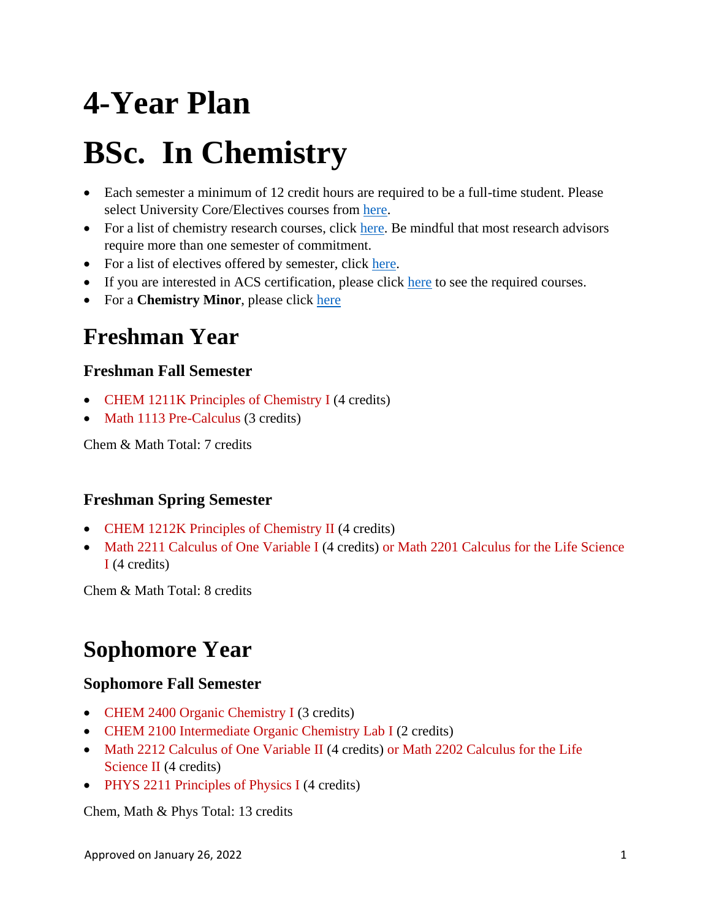# 4-Year Plan

# BSc.  In Chemistry

- Each semester a minimum of 12 credit hours are required to be a full-time student. Please select University Core/Electives courses from here.
- For a list of chemistry research courses, click here. Be mindful that most research advisors require more than one semester of commitment.
- For a list of electives offered by semester, click here.
- If you are interested in ACS certification, please click here to see the required courses.
- For a **Chemistry Minor**, please click here

## Freshman Year

### Freshman Fall Semester

- CHEM 1211K Principles of Chemistry I (4 credits)
- Math 1113 Pre-Calculus (3 credits)

Chem & Math Total: 7 credits

### Freshman Spring Semester

- CHEM 1212K Principles of Chemistry II (4 credits)
- Math 2211 Calculus of One Variable I (4 credits) or Math 2201 Calculus for the Life Science I (4 credits)

Chem & Math Total: 8 credits

## Sophomore Year

### Sophomore Fall Semester

- CHEM 2400 Organic Chemistry I (3 credits)
- CHEM 2100 Intermediate Organic Chemistry Lab I (2 credits)
- Math 2212 Calculus of One Variable II (4 credits) or Math 2202 Calculus for the Life Science II (4 credits)
- PHYS 2211 Principles of Physics I (4 credits)

Chem, Math & Phys Total: 13 credits

Approved on January 26, 2022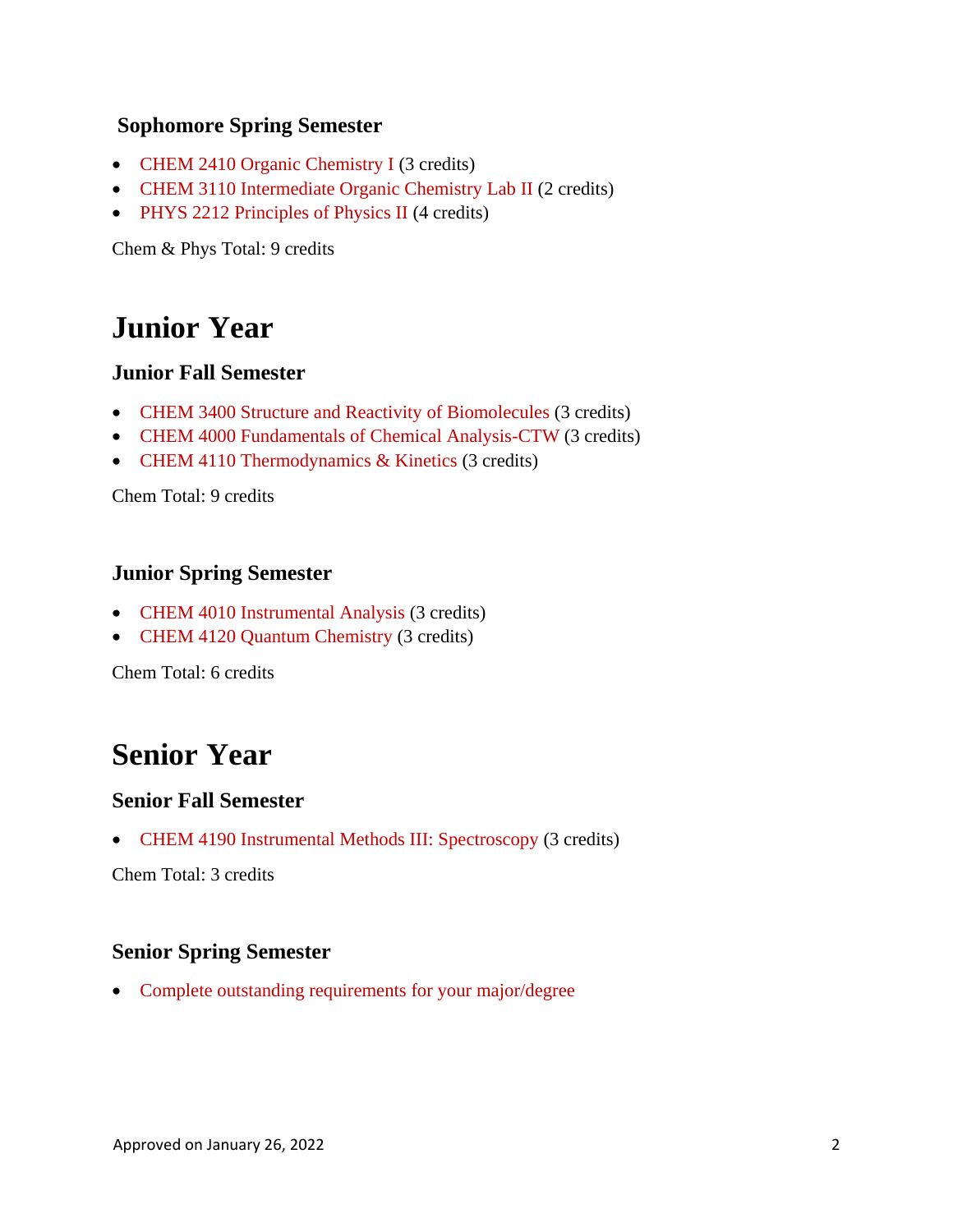### Sophomore Spring Semester

- CHEM 2410 Organic Chemistry I (3 credits)
- CHEM 3110 Intermediate Organic Chemistry Lab II (2 credits)
- PHYS 2212 Principles of Physics II (4 credits)

Chem & Phys Total: 9 credits

## Junior Year

### Junior Fall Semester

- CHEM 3400 Structure and Reactivity of Biomolecules (3 credits)
- CHEM 4000 Fundamentals of Chemical Analysis-CTW (3 credits)
- CHEM 4110 Thermodynamics & Kinetics (3 credits)

Chem Total: 9 credits

### Junior Spring Semester

- CHEM 4010 Instrumental Analysis (3 credits)
- CHEM 4120 Quantum Chemistry (3 credits)

Chem Total: 6 credits

## Senior Year

### Senior Fall Semester

- CHEM 4190 Instrumental Methods III: Spectroscopy (3 credits)

Chem Total: 3 credits

### Senior Spring Semester

- Complete outstanding requirements for your major/degree

Approved on January 26, 2022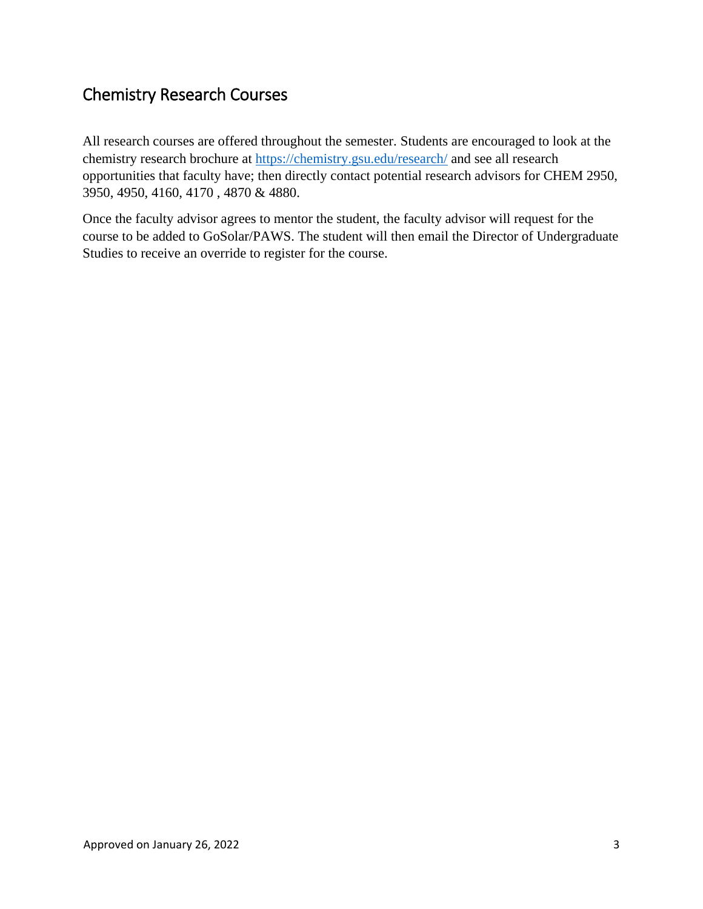## Chemistry Research Courses

All research courses are offered throughout the semester. Students are encouraged to look at the chemistry research brochure at https://chemistry.gsu.edu/research/ and see all research opportunities that faculty have; then directly contact potential research advisors for CHEM 2950, 3950, 4950, 4160, 4170 , 4870 & 4880.

Once the faculty advisor agrees to mentor the student, the faculty advisor will request for the course to be added to GoSolar/PAWS. The student will then email the Director of Undergraduate Studies to receive an override to register for the course.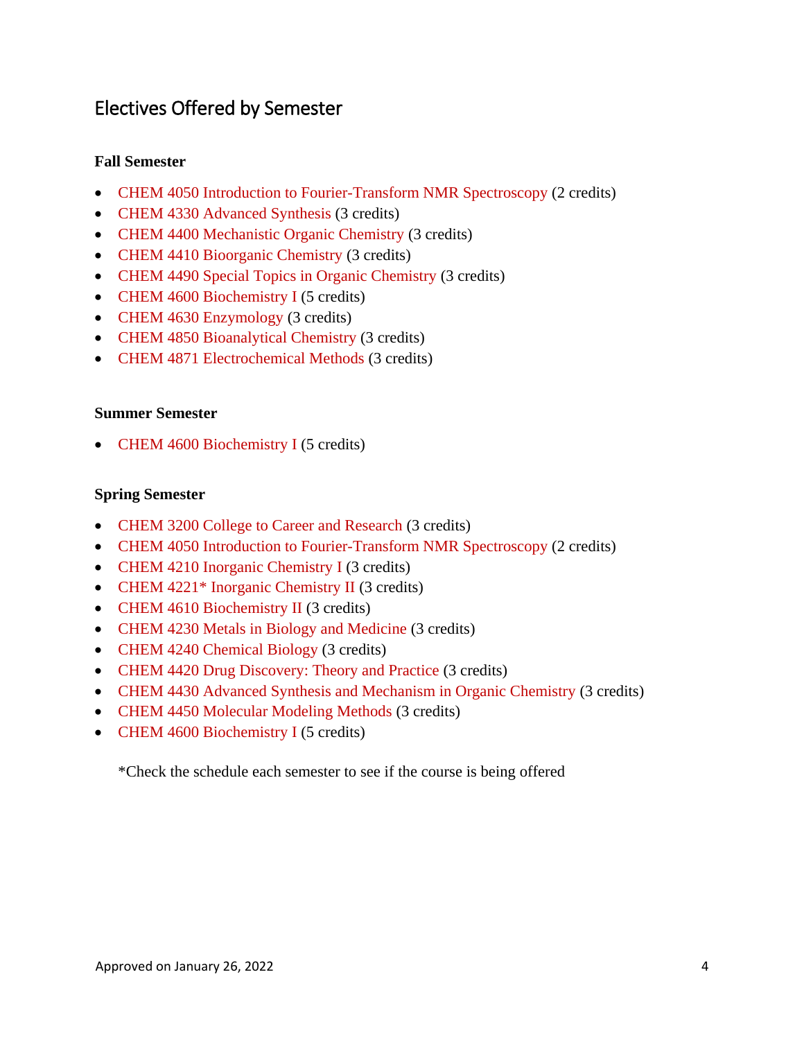## Electives Offered by Semester

**Fall Semester**

- CHEM 4050 Introduction to Fourier-Transform NMR Spectroscopy (2 credits)
- CHEM 4330 Advanced Synthesis (3 credits)
- CHEM 4400 Mechanistic Organic Chemistry (3 credits)
- CHEM 4410 Bioorganic Chemistry (3 credits)
- CHEM 4490 Special Topics in Organic Chemistry (3 credits)
- CHEM 4600 Biochemistry I (5 credits)
- CHEM 4630 Enzymology (3 credits)
- CHEM 4850 Bioanalytical Chemistry (3 credits)
- CHEM 4871 Electrochemical Methods (3 credits)

**Summer Semester**

- CHEM 4600 Biochemistry I (5 credits)

**Spring Semester**

- CHEM 3200 College to Career and Research (3 credits)
- CHEM 4050 Introduction to Fourier-Transform NMR Spectroscopy (2 credits)
- CHEM 4210 Inorganic Chemistry I (3 credits)
- CHEM 4221* Inorganic Chemistry II (3 credits)
- CHEM 4610 Biochemistry II (3 credits)
- CHEM 4230 Metals in Biology and Medicine (3 credits)
- CHEM 4240 Chemical Biology (3 credits)
- CHEM 4420 Drug Discovery: Theory and Practice (3 credits)
- CHEM 4430 Advanced Synthesis and Mechanism in Organic Chemistry (3 credits)
- CHEM 4450 Molecular Modeling Methods (3 credits)
- CHEM 4600 Biochemistry I (5 credits)

*Check the schedule each semester to see if the course is being offered

Approved on January 26, 2022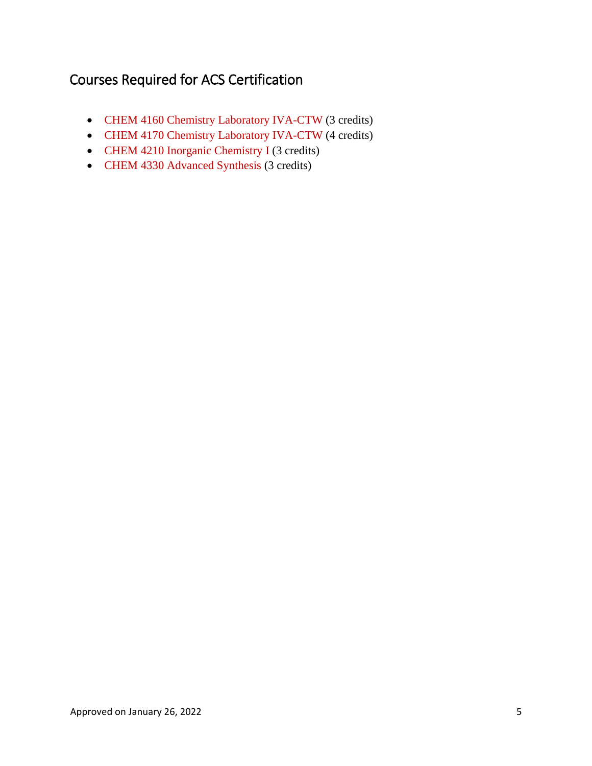## Courses Required for ACS Certification

- CHEM 4160 Chemistry Laboratory IVA-CTW (3 credits)
- CHEM 4170 Chemistry Laboratory IVA-CTW (4 credits)
- CHEM 4210 Inorganic Chemistry I (3 credits)
- CHEM 4330 Advanced Synthesis (3 credits)

Approved on January 26, 2022